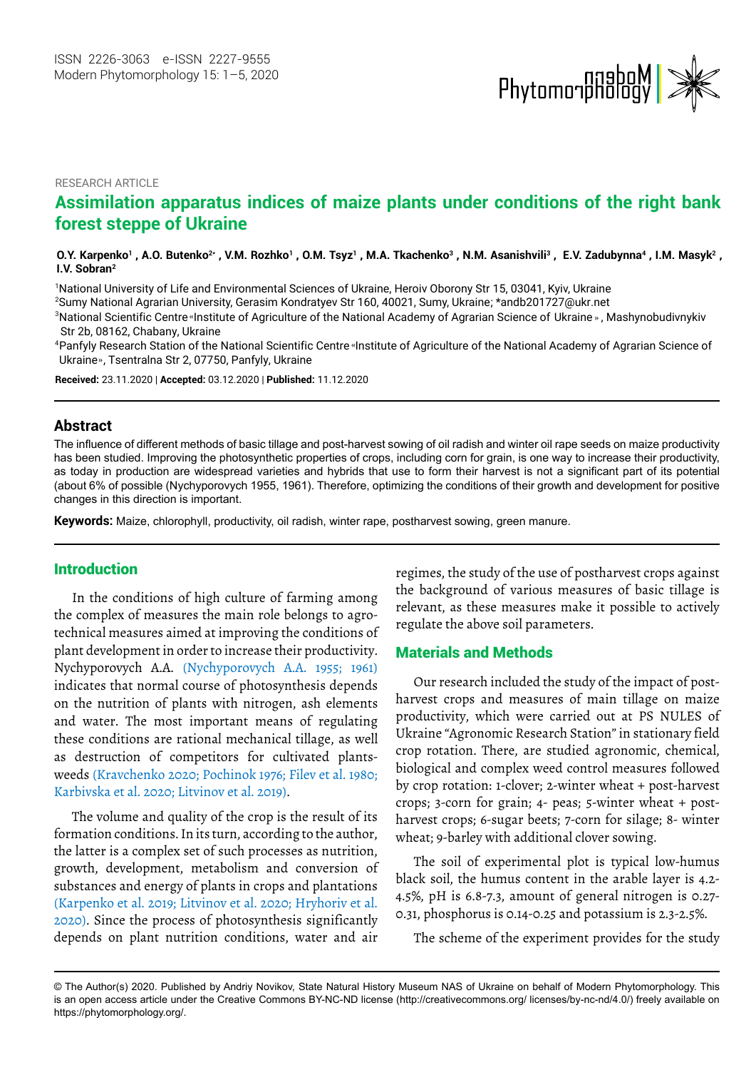RESEARCH ARTICLE

# Assimilation apparatus indices of maize plants under conditions of the right bank forest steppe of Ukraine

**O.Y. Karpenko[1], A.O. Butenko[2*], V.M. Rozhko[1], O.M. Tsyz[1], M.A. Tkachenko[3], N.M. Asanishvili[3], E.V. Zadubynna[4], I.M. Masyk[2], I.V. Sobran[2]**

[1]National University of Life and Environmental Sciences of Ukraine, Heroiv Oborony Str 15, 03041, Kyiv, Ukraine

[2]Sumy National Agrarian University, Gerasim Kondratyev Str 160, 40021, Sumy, Ukraine; *andb201727@ukr.net

[3]National Scientific Centre «Institute of Agriculture of the National Academy of Agrarian Science of Ukraine», Mashynobudivnykiv Str 2b, 08162, Chabany, Ukraine

[4]Panfyly Research Station of the National Scientific Centre «Institute of Agriculture of the National Academy of Agrarian Science of Ukraine», Tsentralna Str 2, 07750, Panfyly, Ukraine

**Received:** 23.11.2020 | **Accepted:** 03.12.2020 | **Published:** 11.12.2020

## Abstract

The influence of different methods of basic tillage and post-harvest sowing of oil radish and winter oil rape seeds on maize productivity has been studied. Improving the photosynthetic properties of crops, including corn for grain, is one way to increase their productivity, as today in production are widespread varieties and hybrids that use to form their harvest is not a significant part of its potential (about 6% of possible (Nychyporovych 1955, 1961). Therefore, optimizing the conditions of their growth and development for positive changes in this direction is important.

**Keywords:** Maize, chlorophyll, productivity, oil radish, winter rape, postharvest sowing, green manure.

## Introduction

In the conditions of high culture of farming among the complex of measures the main role belongs to agrotechnical measures aimed at improving the conditions of plant development in order to increase their productivity. Nychyporovych A.A. (Nychyporovych A.A. 1955; 1961) indicates that normal course of photosynthesis depends on the nutrition of plants with nitrogen, ash elements and water. The most important means of regulating these conditions are rational mechanical tillage, as well as destruction of competitors for cultivated plants-weeds (Kravchenko 2020; Pochinok 1976; Filev et al. 1980; Karbivska et al. 2020; Litvinov et al. 2019).

The volume and quality of the crop is the result of its formation conditions. In its turn, according to the author, the latter is a complex set of such processes as nutrition, growth, development, metabolism and conversion of substances and energy of plants in crops and plantations (Karpenko et al. 2019; Litvinov et al. 2020; Hryhoriv et al. 2020). Since the process of photosynthesis significantly depends on plant nutrition conditions, water and air regimes, the study of the use of postharvest crops against the background of various measures of basic tillage is relevant, as these measures make it possible to actively regulate the above soil parameters.

## Materials and Methods

Our research included the study of the impact of post-harvest crops and measures of main tillage on maize productivity, which were carried out at PS NULES of Ukraine "Agronomic Research Station" in stationary field crop rotation. There, are studied agronomic, chemical, biological and complex weed control measures followed by crop rotation: 1-clover; 2-winter wheat + post-harvest crops; 3-corn for grain; 4- peas; 5-winter wheat + post-harvest crops; 6-sugar beets; 7-corn for silage; 8- winter wheat; 9-barley with additional clover sowing.

The soil of experimental plot is typical low-humus black soil, the humus content in the arable layer is 4.2-4.5%, pH is 6.8-7.3, amount of general nitrogen is 0.27-0.31, phosphorus is 0.14-0.25 and potassium is 2.3-2.5%.

The scheme of the experiment provides for the study

© The Author(s) 2020. Published by Andriy Novikov, State Natural History Museum NAS of Ukraine on behalf of Modern Phytomorphology. This is an open access article under the Creative Commons BY-NC-ND license (http://creativecommons.org/ licenses/by-nc-nd/4.0/) freely available on https://phytomorphology.org/.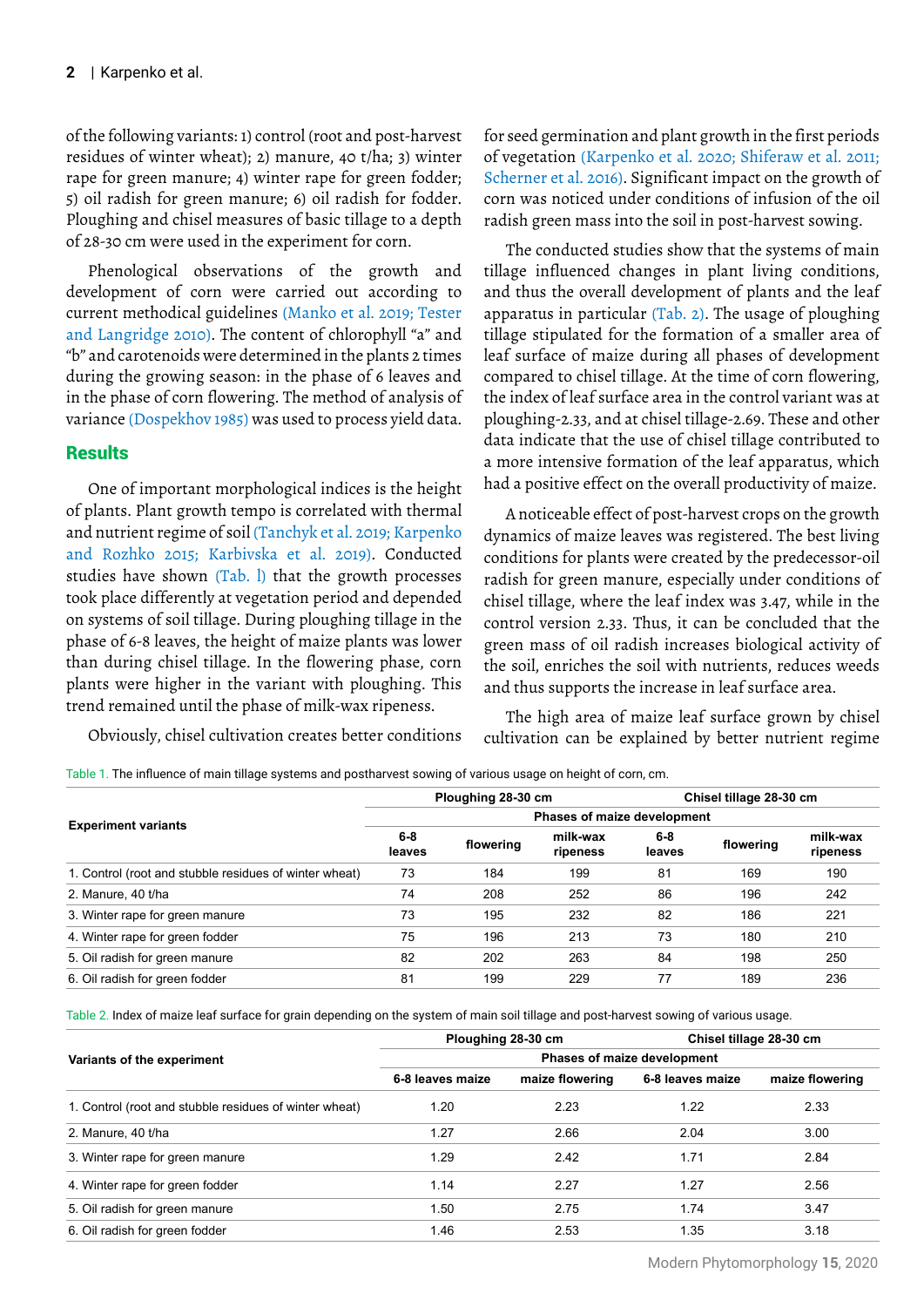of the following variants: 1) control (root and post-harvest residues of winter wheat); 2) manure, 40 t/ha; 3) winter rape for green manure; 4) winter rape for green fodder; 5) oil radish for green manure; 6) oil radish for fodder. Ploughing and chisel measures of basic tillage to a depth of 28-30 cm were used in the experiment for corn.

Phenological observations of the growth and development of corn were carried out according to current methodical guidelines (Manko et al. 2019; Tester and Langridge 2010). The content of chlorophyll "a" and "b" and carotenoids were determined in the plants 2 times during the growing season: in the phase of 6 leaves and in the phase of corn flowering. The method of analysis of variance (Dospekhov 1985) was used to process yield data.

## Results

One of important morphological indices is the height of plants. Plant growth tempo is correlated with thermal and nutrient regime of soil (Tanchyk et al. 2019; Karpenko and Rozhko 2015; Karbivska et al. 2019). Conducted studies have shown (Tab. 1) that the growth processes took place differently at vegetation period and depended on systems of soil tillage. During ploughing tillage in the phase of 6-8 leaves, the height of maize plants was lower than during chisel tillage. In the flowering phase, corn plants were higher in the variant with ploughing. This trend remained until the phase of milk-wax ripeness.

Obviously, chisel cultivation creates better conditions for seed germination and plant growth in the first periods of vegetation (Karpenko et al. 2020; Shiferaw et al. 2011; Scherner et al. 2016). Significant impact on the growth of corn was noticed under conditions of infusion of the oil radish green mass into the soil in post-harvest sowing.

The conducted studies show that the systems of main tillage influenced changes in plant living conditions, and thus the overall development of plants and the leaf apparatus in particular (Tab. 2). The usage of ploughing tillage stipulated for the formation of a smaller area of leaf surface of maize during all phases of development compared to chisel tillage. At the time of corn flowering, the index of leaf surface area in the control variant was at ploughing-2.33, and at chisel tillage-2.69. These and other data indicate that the use of chisel tillage contributed to a more intensive formation of the leaf apparatus, which had a positive effect on the overall productivity of maize.

A noticeable effect of post-harvest crops on the growth dynamics of maize leaves was registered. The best living conditions for plants were created by the predecessor-oil radish for green manure, especially under conditions of chisel tillage, where the leaf index was 3.47, while in the control version 2.33. Thus, it can be concluded that the green mass of oil radish increases biological activity of the soil, enriches the soil with nutrients, reduces weeds and thus supports the increase in leaf surface area.

The high area of maize leaf surface grown by chisel cultivation can be explained by better nutrient regime

Table 1. The influence of main tillage systems and postharvest sowing of various usage on height of corn, cm.

| Experiment variants | Ploughing 28-30 cm | | | Chisel tillage 28-30 cm | | |
|---|---|---|---|---|---|---|
| | Phases of maize development | | | | | |
| | 6-8 leaves | flowering | milk-wax ripeness | 6-8 leaves | flowering | milk-wax ripeness |
| 1. Control (root and stubble residues of winter wheat) | 73 | 184 | 199 | 81 | 169 | 190 |
| 2. Manure, 40 t/ha | 74 | 208 | 252 | 86 | 196 | 242 |
| 3. Winter rape for green manure | 73 | 195 | 232 | 82 | 186 | 221 |
| 4. Winter rape for green fodder | 75 | 196 | 213 | 73 | 180 | 210 |
| 5. Oil radish for green manure | 82 | 202 | 263 | 84 | 198 | 250 |
| 6. Oil radish for green fodder | 81 | 199 | 229 | 77 | 189 | 236 |

Table 2. Index of maize leaf surface for grain depending on the system of main soil tillage and post-harvest sowing of various usage.

| Variants of the experiment | Ploughing 28-30 cm | | Chisel tillage 28-30 cm | |
|---|---|---|---|---|
| | Phases of maize development | | | |
| | 6-8 leaves maize | maize flowering | 6-8 leaves maize | maize flowering |
| 1. Control (root and stubble residues of winter wheat) | 1.20 | 2.23 | 1.22 | 2.33 |
| 2. Manure, 40 t/ha | 1.27 | 2.66 | 2.04 | 3.00 |
| 3. Winter rape for green manure | 1.29 | 2.42 | 1.71 | 2.84 |
| 4. Winter rape for green fodder | 1.14 | 2.27 | 1.27 | 2.56 |
| 5. Oil radish for green manure | 1.50 | 2.75 | 1.74 | 3.47 |
| 6. Oil radish for green fodder | 1.46 | 2.53 | 1.35 | 3.18 |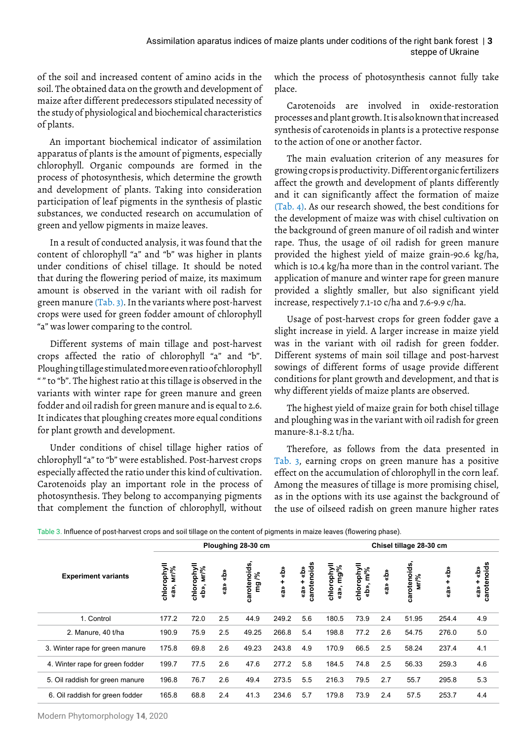of the soil and increased content of amino acids in the soil. The obtained data on the growth and development of maize after different predecessors stipulated necessity of the study of physiological and biochemical characteristics of plants.

An important biochemical indicator of assimilation apparatus of plants is the amount of pigments, especially chlorophyll. Organic compounds are formed in the process of photosynthesis, which determine the growth and development of plants. Taking into consideration participation of leaf pigments in the synthesis of plastic substances, we conducted research on accumulation of green and yellow pigments in maize leaves.

In a result of conducted analysis, it was found that the content of chlorophyll "a" and "b" was higher in plants under conditions of chisel tillage. It should be noted that during the flowering period of maize, its maximum amount is observed in the variant with oil radish for green manure (Tab. 3). In the variants where post-harvest crops were used for green fodder amount of chlorophyll "a" was lower comparing to the control.

Different systems of main tillage and post-harvest crops affected the ratio of chlorophyll "a" and "b". Ploughing tillage stimulated more even ratio of chlorophyll " " to "b". The highest ratio at this tillage is observed in the variants with winter rape for green manure and green fodder and oil radish for green manure and is equal to 2.6. It indicates that ploughing creates more equal conditions for plant growth and development.

Under conditions of chisel tillage higher ratios of chlorophyll "a" to "b" were established. Post-harvest crops especially affected the ratio under this kind of cultivation. Carotenoids play an important role in the process of photosynthesis. They belong to accompanying pigments that complement the function of chlorophyll, without which the process of photosynthesis cannot fully take place.

Carotenoids are involved in oxide-restoration processes and plant growth. It is also known that increased synthesis of carotenoids in plants is a protective response to the action of one or another factor.

The main evaluation criterion of any measures for growing crops is productivity. Different organic fertilizers affect the growth and development of plants differently and it can significantly affect the formation of maize (Tab. 4). As our research showed, the best conditions for the development of maize was with chisel cultivation on the background of green manure of oil radish and winter rape. Thus, the usage of oil radish for green manure provided the highest yield of maize grain-90.6 kg/ha, which is 10.4 kg/ha more than in the control variant. The application of manure and winter rape for green manure provided a slightly smaller, but also significant yield increase, respectively 7.1-10 c/ha and 7.6-9.9 c/ha.

Usage of post-harvest crops for green fodder gave a slight increase in yield. A larger increase in maize yield was in the variant with oil radish for green fodder. Different systems of main soil tillage and post-harvest sowings of different forms of usage provide different conditions for plant growth and development, and that is why different yields of maize plants are observed.

The highest yield of maize grain for both chisel tillage and ploughing was in the variant with oil radish for green manure-8.1-8.2 t/ha.

Therefore, as follows from the data presented in Tab. 3, earning crops on green manure has a positive effect on the accumulation of chlorophyll in the corn leaf. Among the measures of tillage is more promising chisel, as in the options with its use against the background of the use of oilseed radish on green manure higher rates

Table 3. Influence of post-harvest crops and soil tillage on the content of pigments in maize leaves (flowering phase).

| Experiment variants | Ploughing 28-30 cm | | | | | | Chisel tillage 28-30 cm | | | | | |
|---|---|---|---|---|---|---|---|---|---|---|---|---|
| | chlorophyll «a», мг/% | chlorophyll «b», мг/% | «a» «b» | carotenoids, mg /% | «a» + «b» | «a» + «b» carotenoids | chlorophyll «a», mg/% | chlorophyll «b», m/% | «a» «b» | carotenoids, мг/% | «a» + «b» | «a» + «b» carotenoids |
| 1. Control | 177.2 | 72.0 | 2.5 | 44.9 | 249.2 | 5.6 | 180.5 | 73.9 | 2.4 | 51.95 | 254.4 | 4.9 |
| 2. Manure, 40 t/ha | 190.9 | 75.9 | 2.5 | 49.25 | 266.8 | 5.4 | 198.8 | 77.2 | 2.6 | 54.75 | 276.0 | 5.0 |
| 3. Winter rape for green manure | 175.8 | 69.8 | 2.6 | 49.23 | 243.8 | 4.9 | 170.9 | 66.5 | 2.5 | 58.24 | 237.4 | 4.1 |
| 4. Winter rape for green fodder | 199.7 | 77.5 | 2.6 | 47.6 | 277.2 | 5.8 | 184.5 | 74.8 | 2.5 | 56.33 | 259.3 | 4.6 |
| 5. Oil raddish for green manure | 196.8 | 76.7 | 2.6 | 49.4 | 273.5 | 5.5 | 216.3 | 79.5 | 2.7 | 55.7 | 295.8 | 5.3 |
| 6. Oil raddish for green fodder | 165.8 | 68.8 | 2.4 | 41.3 | 234.6 | 5.7 | 179.8 | 73.9 | 2.4 | 57.5 | 253.7 | 4.4 |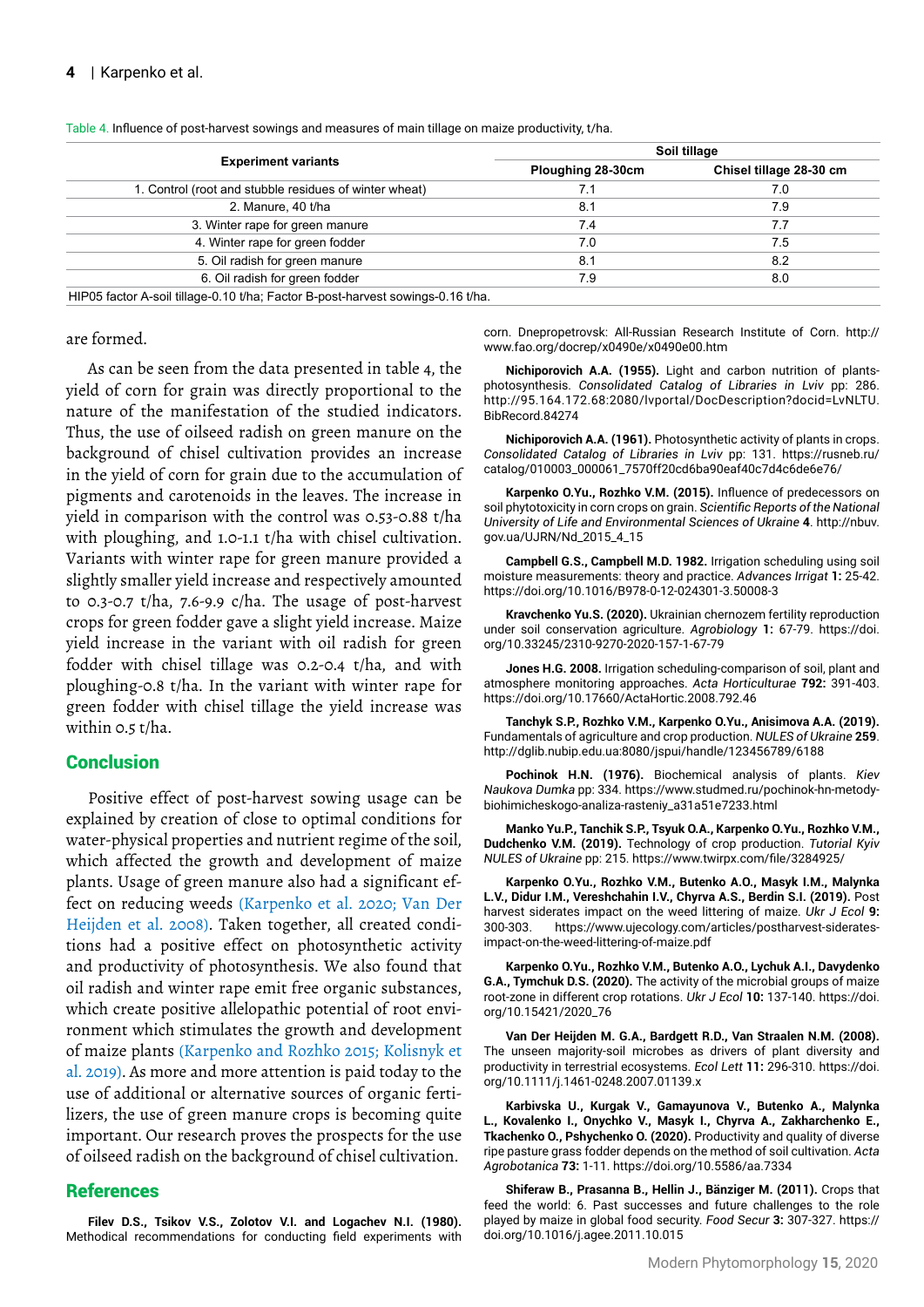Table 4. Influence of post-harvest sowings and measures of main tillage on maize productivity, t/ha.

| Experiment variants | Soil tillage | |
|---|---|---|
| | Ploughing 28-30cm | Chisel tillage 28-30 cm |
| 1. Control (root and stubble residues of winter wheat) | 7.1 | 7.0 |
| 2. Manure, 40 t/ha | 8.1 | 7.9 |
| 3. Winter rape for green manure | 7.4 | 7.7 |
| 4. Winter rape for green fodder | 7.0 | 7.5 |
| 5. Oil radish for green manure | 8.1 | 8.2 |
| 6. Oil radish for green fodder | 7.9 | 8.0 |

HIP05 factor A-soil tillage-0.10 t/ha; Factor B-post-harvest sowings-0.16 t/ha.

are formed.

As can be seen from the data presented in table 4, the yield of corn for grain was directly proportional to the nature of the manifestation of the studied indicators. Thus, the use of oilseed radish on green manure on the background of chisel cultivation provides an increase in the yield of corn for grain due to the accumulation of pigments and carotenoids in the leaves. The increase in yield in comparison with the control was 0.53-0.88 t/ha with ploughing, and 1.0-1.1 t/ha with chisel cultivation. Variants with winter rape for green manure provided a slightly smaller yield increase and respectively amounted to 0.3-0.7 t/ha, 7.6-9.9 c/ha. The usage of post-harvest crops for green fodder gave a slight yield increase. Maize yield increase in the variant with oil radish for green fodder with chisel tillage was 0.2-0.4 t/ha, and with ploughing-0.8 t/ha. In the variant with winter rape for green fodder with chisel tillage the yield increase was within 0.5 t/ha.

## Conclusion

Positive effect of post-harvest sowing usage can be explained by creation of close to optimal conditions for water-physical properties and nutrient regime of the soil, which affected the growth and development of maize plants. Usage of green manure also had a significant effect on reducing weeds (Karpenko et al. 2020; Van Der Heijden et al. 2008). Taken together, all created conditions had a positive effect on photosynthetic activity and productivity of photosynthesis. We also found that oil radish and winter rape emit free organic substances, which create positive allelopathic potential of root environment which stimulates the growth and development of maize plants (Karpenko and Rozhko 2015; Kolisnyk et al. 2019). As more and more attention is paid today to the use of additional or alternative sources of organic fertilizers, the use of green manure crops is becoming quite important. Our research proves the prospects for the use of oilseed radish on the background of chisel cultivation.

## References

**Filev D.S., Tsikov V.S., Zolotov V.I. and Logachev N.I. (1980).** Methodical recommendations for conducting field experiments with corn. Dnepropetrovsk: All-Russian Research Institute of Corn. http://www.fao.org/docrep/x0490e/x0490e00.htm

**Nichiporovich A.A. (1955).** Light and carbon nutrition of plants-photosynthesis. *Consolidated Catalog of Libraries in Lviv* pp: 286. http://95.164.172.68:2080/lvportal/DocDescription?docid=LvNLTU.BibRecord.84274

**Nichiporovich A.A. (1961).** Photosynthetic activity of plants in crops. *Consolidated Catalog of Libraries in Lviv* pp: 131. https://rusneb.ru/catalog/010003_000061_7570ff20cd6ba90eaf40c7d4c6de6e76/

**Karpenko O.Yu., Rozhko V.M. (2015).** Influence of predecessors on soil phytotoxicity in corn crops on grain. *Scientific Reports of the National University of Life and Environmental Sciences of Ukraine* **4**. http://nbuv.gov.ua/UJRN/Nd_2015_4_15

**Campbell G.S., Campbell M.D. 1982.** Irrigation scheduling using soil moisture measurements: theory and practice. *Advances Irrigat* **1:** 25-42. https://doi.org/10.1016/B978-0-12-024301-3.50008-3

**Kravchenko Yu.S. (2020).** Ukrainian chernozem fertility reproduction under soil conservation agriculture. *Agrobiology* **1:** 67-79. https://doi.org/10.33245/2310-9270-2020-157-1-67-79

**Jones H.G. 2008.** Irrigation scheduling-comparison of soil, plant and atmosphere monitoring approaches. *Acta Horticulturae* **792:** 391-403. https://doi.org/10.17660/ActaHortic.2008.792.46

**Tanchyk S.P., Rozhko V.M., Karpenko O.Yu., Anisimova A.A. (2019).** Fundamentals of agriculture and crop production. *NULES of Ukraine* **259**. http://dglib.nubip.edu.ua:8080/jspui/handle/123456789/6188

**Pochinok H.N. (1976).** Biochemical analysis of plants. *Kiev Naukova Dumka* pp: 334. https://www.studmed.ru/pochinok-hn-metody-biohimicheskogo-analiza-rasteniy_a31a51e7233.html

**Manko Yu.P., Tanchik S.P., Tsyuk O.A., Karpenko O.Yu., Rozhko V.M., Dudchenko V.M. (2019).** Technology of crop production. *Tutorial Kyiv NULES of Ukraine* pp: 215. https://www.twirpx.com/file/3284925/

**Karpenko O.Yu., Rozhko V.M., Butenko A.O., Masyk I.M., Malynka L.V., Didur I.M., Vereshchahin I.V., Chyrva A.S., Berdin S.I. (2019).** Post harvest siderates impact on the weed littering of maize. *Ukr J Ecol* **9:** 300-303. https://www.ujecology.com/articles/postharvest-siderates-impact-on-the-weed-littering-of-maize.pdf

**Karpenko O.Yu., Rozhko V.M., Butenko A.O., Lychuk A.I., Davydenko G.A., Tymchuk D.S. (2020).** The activity of the microbial groups of maize root-zone in different crop rotations. *Ukr J Ecol* **10:** 137-140. https://doi.org/10.15421/2020_76

**Van Der Heijden M. G.A., Bardgett R.D., Van Straalen N.M. (2008).** The unseen majority-soil microbes as drivers of plant diversity and productivity in terrestrial ecosystems. *Ecol Lett* **11:** 296-310. https://doi.org/10.1111/j.1461-0248.2007.01139.x

**Karbivska U., Kurgak V., Gamayunova V., Butenko A., Malynka L., Kovalenko I., Onychko V., Masyk I., Chyrva A., Zakharchenko E., Tkachenko O., Pshychenko O. (2020).** Productivity and quality of diverse ripe pasture grass fodder depends on the method of soil cultivation. *Acta Agrobotanica* **73:** 1-11. https://doi.org/10.5586/aa.7334

**Shiferaw B., Prasanna B., Hellin J., Bänziger M. (2011).** Crops that feed the world: 6. Past successes and future challenges to the role played by maize in global food security. *Food Secur* **3:** 307-327. https://doi.org/10.1016/j.agee.2011.10.015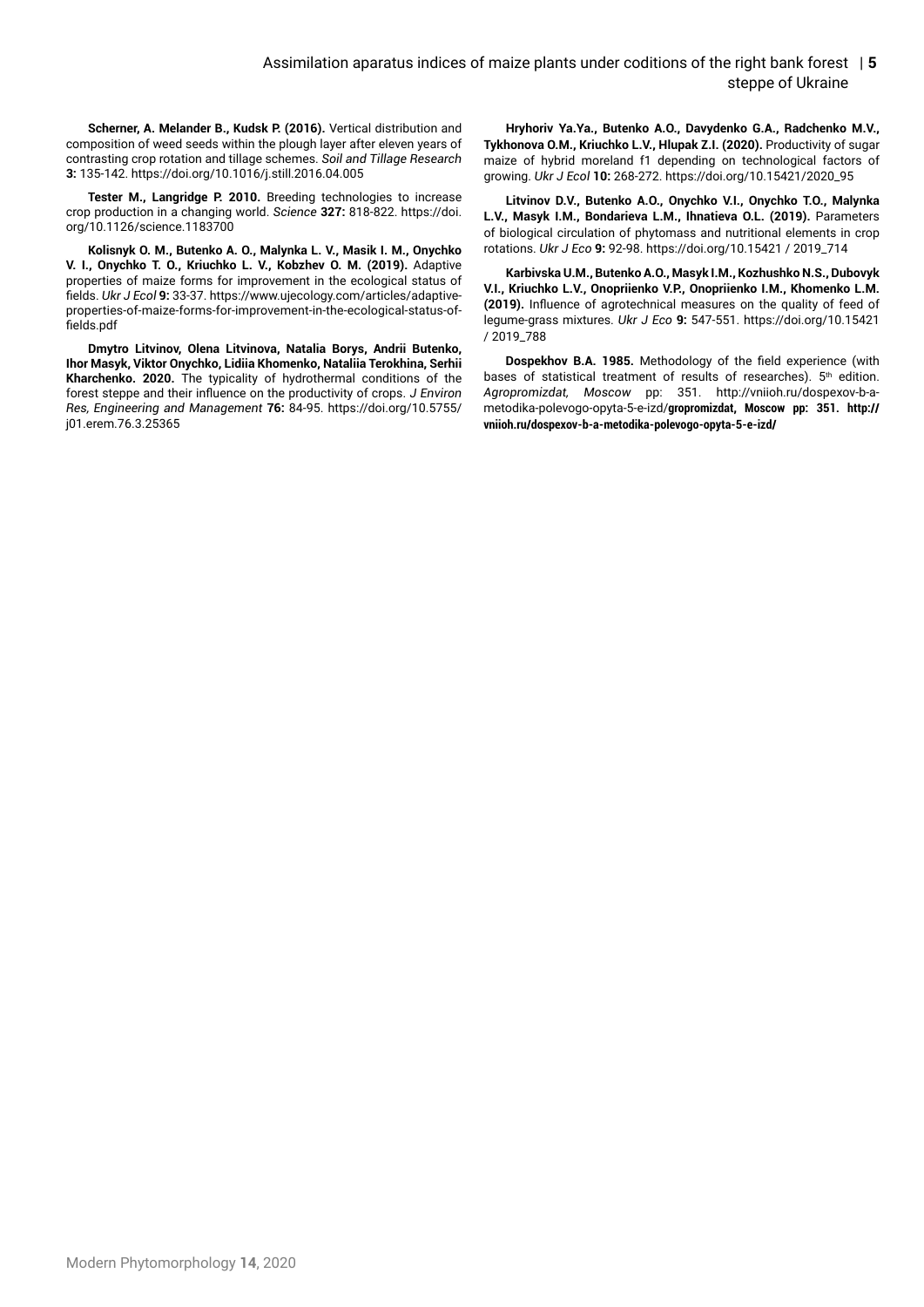**Scherner, A. Melander B., Kudsk P. (2016).** Vertical distribution and composition of weed seeds within the plough layer after eleven years of contrasting crop rotation and tillage schemes. *Soil and Tillage Research* **3:** 135-142. https://doi.org/10.1016/j.still.2016.04.005

**Tester M., Langridge P. 2010.** Breeding technologies to increase crop production in a changing world. *Science* **327:** 818-822. https://doi.org/10.1126/science.1183700

**Kolisnyk O. M., Butenko A. O., Malynka L. V., Masik I. M., Onychko V. I., Onychko T. O., Kriuchko L. V., Kobzhev O. M. (2019).** Adaptive properties of maize forms for improvement in the ecological status of fields. *Ukr J Ecol* **9:** 33-37. https://www.ujecology.com/articles/adaptive-properties-of-maize-forms-for-improvement-in-the-ecological-status-of-fields.pdf

**Dmytro Litvinov, Olena Litvinova, Natalia Borys, Andrii Butenko, Ihor Masyk, Viktor Onychko, Lidiia Khomenko, Nataliia Terokhina, Serhii Kharchenko. 2020.** The typicality of hydrothermal conditions of the forest steppe and their influence on the productivity of crops. *J Environ Res, Engineering and Management* **76:** 84-95. https://doi.org/10.5755/j01.erem.76.3.25365

**Hryhoriv Ya.Ya., Butenko A.O., Davydenko G.A., Radchenko M.V., Tykhonova O.M., Kriuchko L.V., Hlupak Z.I. (2020).** Productivity of sugar maize of hybrid moreland f1 depending on technological factors of growing. *Ukr J Ecol* **10:** 268-272. https://doi.org/10.15421/2020_95

**Litvinov D.V., Butenko A.O., Onychko V.I., Onychko T.O., Malynka L.V., Masyk I.M., Bondarieva L.M., Ihnatieva O.L. (2019).** Parameters of biological circulation of phytomass and nutritional elements in crop rotations. *Ukr J Eco* **9:** 92-98. https://doi.org/10.15421 / 2019_714

**Karbivska U.M., Butenko A.O., Masyk I.M., Kozhushko N.S., Dubovyk V.I., Kriuchko L.V., Onopriienko V.P., Onopriienko I.M., Khomenko L.M. (2019).** Influence of agrotechnical measures on the quality of feed of legume-grass mixtures. *Ukr J Eco* **9:** 547-551. https://doi.org/10.15421 / 2019_788

**Dospekhov B.A. 1985.** Methodology of the field experience (with bases of statistical treatment of results of researches). 5th edition. *Agropromizdat, Moscow* pp: 351. http://vniioh.ru/dospexov-b-a-metodika-polevogo-opyta-5-e-izd/**gropromizdat, Moscow pp: 351. http://vniioh.ru/dospexov-b-a-metodika-polevogo-opyta-5-e-izd/**